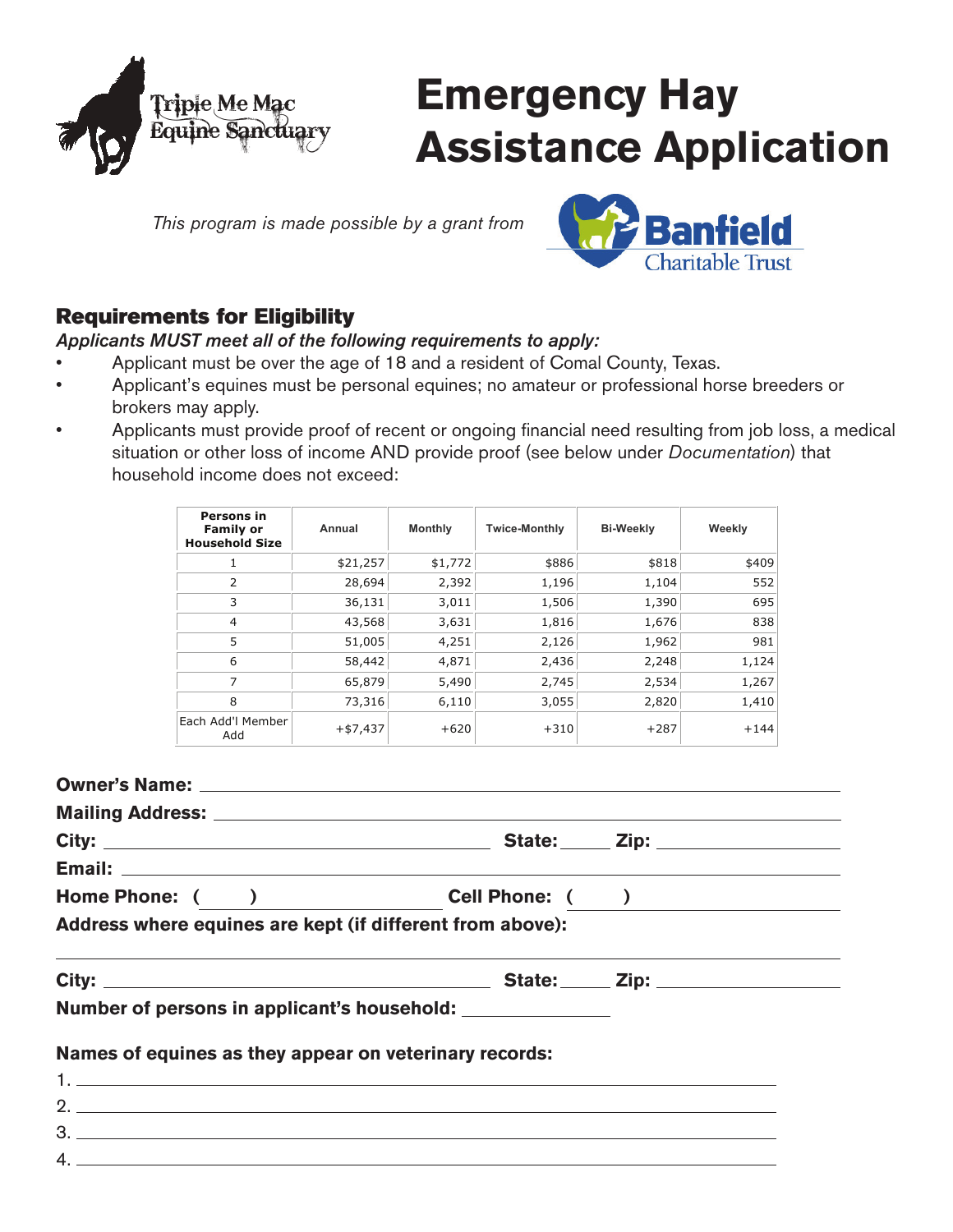Triple Me Mac Equine Sanctuary

# Emergency Hay Assistance Application

*This program is made possible by a grant from* Banfield Charitable Trust

## Requirements for Eligibility

***Applicants MUST meet all of the following requirements to apply:***

- Applicant must be over the age of 18 and a resident of Comal County, Texas.
- Applicant's equines must be personal equines; no amateur or professional horse breeders or brokers may apply.
- Applicants must provide proof of recent or ongoing financial need resulting from job loss, a medical situation or other loss of income AND provide proof (see below under *Documentation*) that household income does not exceed:

| Persons in Family or Household Size | Annual | Monthly | Twice-Monthly | Bi-Weekly | Weekly |
|---|---|---|---|---|---|
| 1 | $21,257 | $1,772 | $886 | $818 | $409 |
| 2 | 28,694 | 2,392 | 1,196 | 1,104 | 552 |
| 3 | 36,131 | 3,011 | 1,506 | 1,390 | 695 |
| 4 | 43,568 | 3,631 | 1,816 | 1,676 | 838 |
| 5 | 51,005 | 4,251 | 2,126 | 1,962 | 981 |
| 6 | 58,442 | 4,871 | 2,436 | 2,248 | 1,124 |
| 7 | 65,879 | 5,490 | 2,745 | 2,534 | 1,267 |
| 8 | 73,316 | 6,110 | 3,055 | 2,820 | 1,410 |
| Each Add'l Member Add | +$7,437 | +620 | +310 | +287 | +144 |

**Owner's Name:** ______________________________

**Mailing Address:** ______________________________

**City:** ____________________ **State:** _____ **Zip:** __________

**Email:** ______________________________

**Home Phone:** ( ) ______________ **Cell Phone:** ( ) ______________

**Address where equines are kept (if different from above):**

______________________________

**City:** ____________________ **State:** _____ **Zip:** __________

**Number of persons in applicant's household:** __________

**Names of equines as they appear on veterinary records:**

1. ______________________________
2. ______________________________
3. ______________________________
4. ______________________________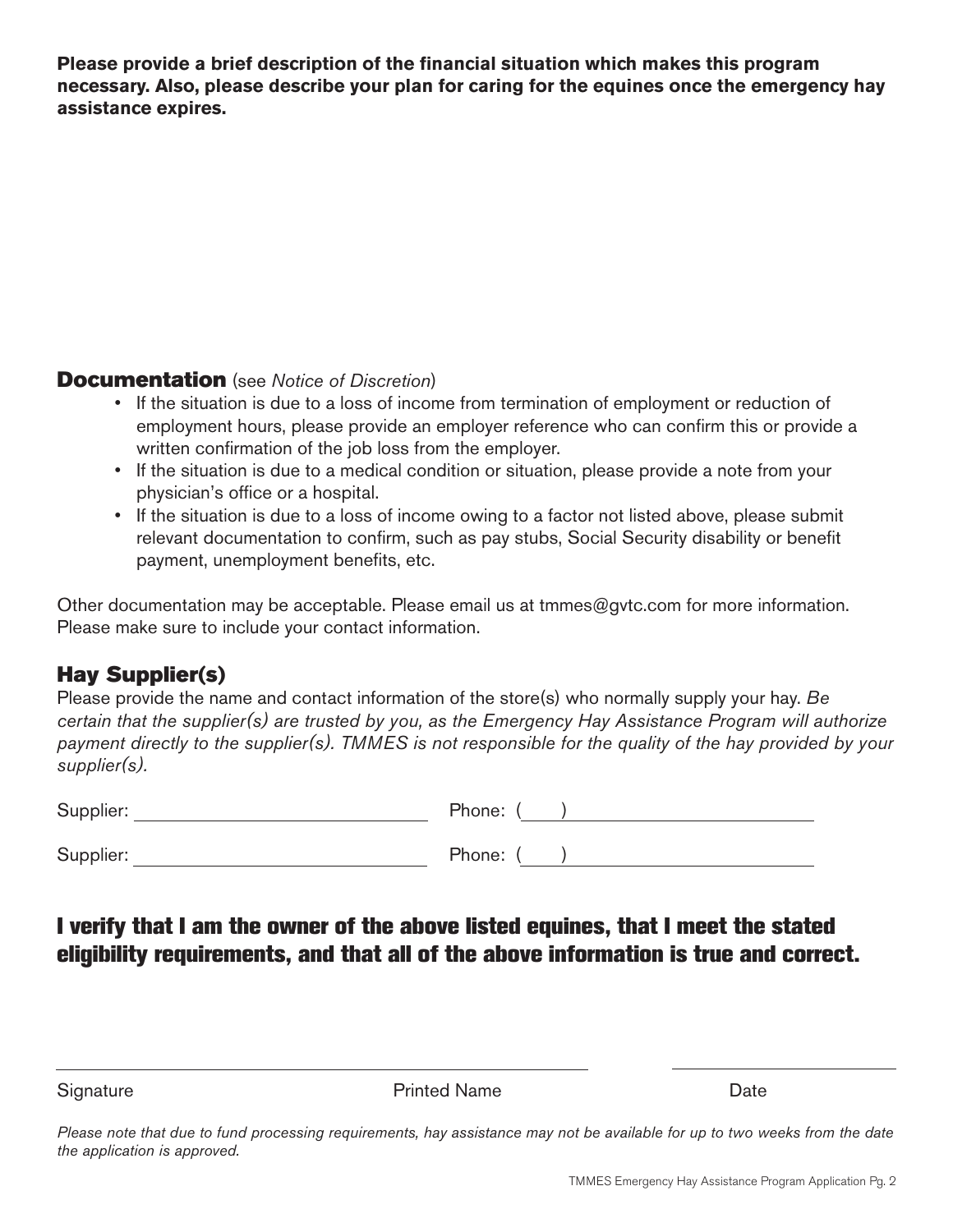**Please provide a brief description of the financial situation which makes this program necessary. Also, please describe your plan for caring for the equines once the emergency hay assistance expires.**

## Documentation (see *Notice of Discretion*)

- If the situation is due to a loss of income from termination of employment or reduction of employment hours, please provide an employer reference who can confirm this or provide a written confirmation of the job loss from the employer.
- If the situation is due to a medical condition or situation, please provide a note from your physician's office or a hospital.
- If the situation is due to a loss of income owing to a factor not listed above, please submit relevant documentation to confirm, such as pay stubs, Social Security disability or benefit payment, unemployment benefits, etc.

Other documentation may be acceptable. Please email us at tmmes@gvtc.com for more information. Please make sure to include your contact information.

## Hay Supplier(s)

Please provide the name and contact information of the store(s) who normally supply your hay. *Be certain that the supplier(s) are trusted by you, as the Emergency Hay Assistance Program will authorize payment directly to the supplier(s). TMMES is not responsible for the quality of the hay provided by your supplier(s).*

Supplier: ______________________________ Phone: (____) ________________________

Supplier: ______________________________ Phone: (____) ________________________

## I verify that I am the owner of the above listed equines, that I meet the stated eligibility requirements, and that all of the above information is true and correct.

_____________________________________________ _____________________

Signature Printed Name Date

*Please note that due to fund processing requirements, hay assistance may not be available for up to two weeks from the date the application is approved.*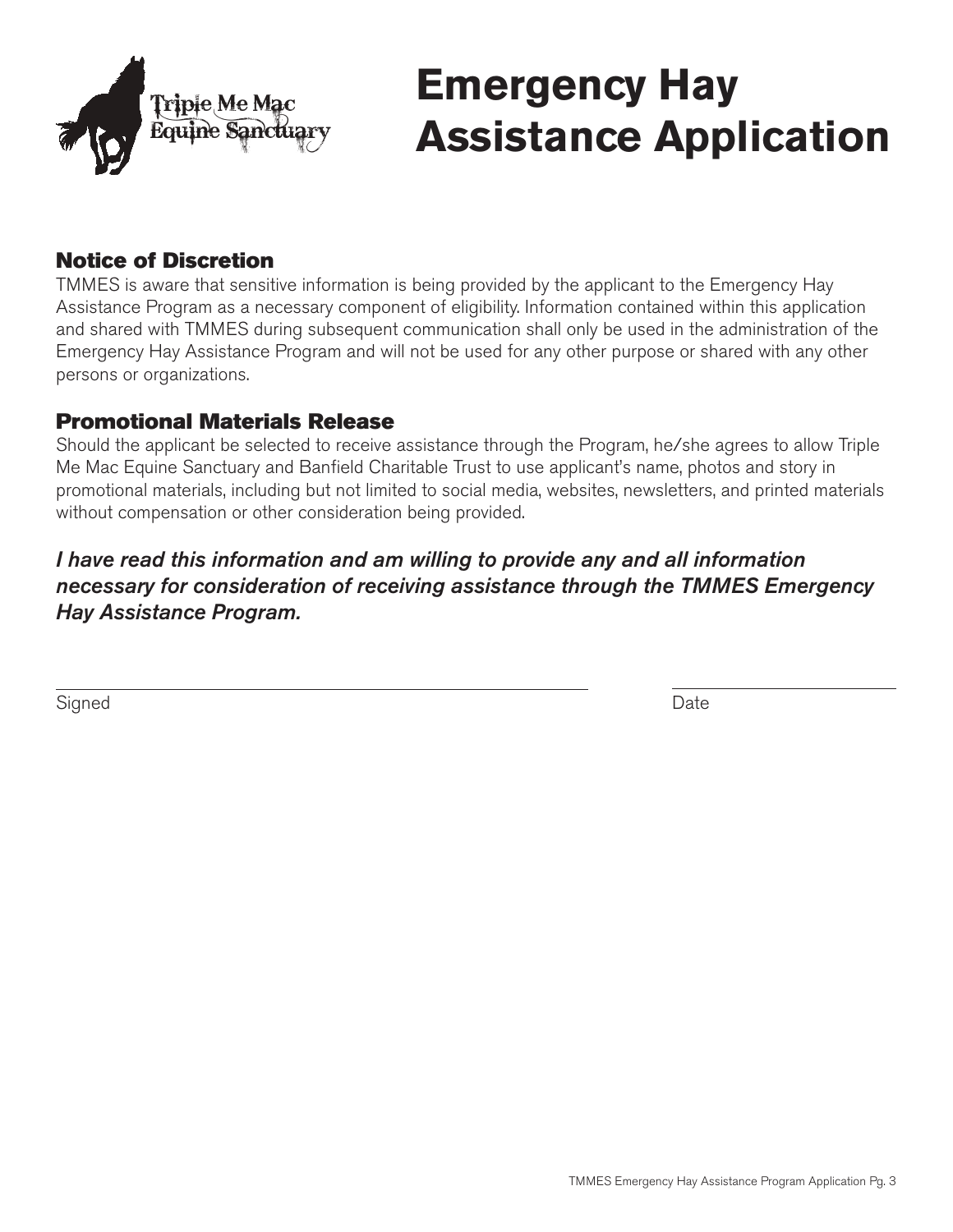Triple Me Mac Equine Sanctuary

# Emergency Hay Assistance Application

## Notice of Discretion

TMMES is aware that sensitive information is being provided by the applicant to the Emergency Hay Assistance Program as a necessary component of eligibility. Information contained within this application and shared with TMMES during subsequent communication shall only be used in the administration of the Emergency Hay Assistance Program and will not be used for any other purpose or shared with any other persons or organizations.

## Promotional Materials Release

Should the applicant be selected to receive assistance through the Program, he/she agrees to allow Triple Me Mac Equine Sanctuary and Banfield Charitable Trust to use applicant's name, photos and story in promotional materials, including but not limited to social media, websites, newsletters, and printed materials without compensation or other consideration being provided.

***I have read this information and am willing to provide any and all information necessary for consideration of receiving assistance through the TMMES Emergency Hay Assistance Program.***

Signed ______________________________ Date ______________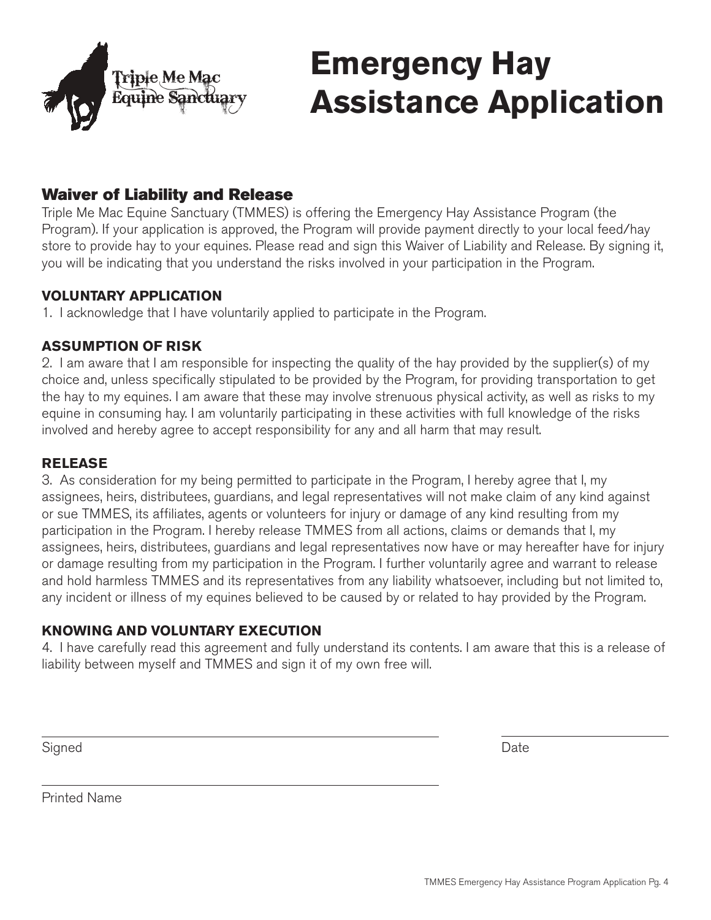Triple Me Mac Equine Sanctuary

# Emergency Hay Assistance Application

## Waiver of Liability and Release

Triple Me Mac Equine Sanctuary (TMMES) is offering the Emergency Hay Assistance Program (the Program). If your application is approved, the Program will provide payment directly to your local feed/hay store to provide hay to your equines. Please read and sign this Waiver of Liability and Release. By signing it, you will be indicating that you understand the risks involved in your participation in the Program.

### VOLUNTARY APPLICATION

1. I acknowledge that I have voluntarily applied to participate in the Program.

### ASSUMPTION OF RISK

2. I am aware that I am responsible for inspecting the quality of the hay provided by the supplier(s) of my choice and, unless specifically stipulated to be provided by the Program, for providing transportation to get the hay to my equines. I am aware that these may involve strenuous physical activity, as well as risks to my equine in consuming hay. I am voluntarily participating in these activities with full knowledge of the risks involved and hereby agree to accept responsibility for any and all harm that may result.

### RELEASE

3. As consideration for my being permitted to participate in the Program, I hereby agree that I, my assignees, heirs, distributees, guardians, and legal representatives will not make claim of any kind against or sue TMMES, its affiliates, agents or volunteers for injury or damage of any kind resulting from my participation in the Program. I hereby release TMMES from all actions, claims or demands that I, my assignees, heirs, distributees, guardians and legal representatives now have or may hereafter have for injury or damage resulting from my participation in the Program. I further voluntarily agree and warrant to release and hold harmless TMMES and its representatives from any liability whatsoever, including but not limited to, any incident or illness of my equines believed to be caused by or related to hay provided by the Program.

### KNOWING AND VOLUNTARY EXECUTION

4. I have carefully read this agreement and fully understand its contents. I am aware that this is a release of liability between myself and TMMES and sign it of my own free will.

______________________________________ ____________________

Signed Date

______________________________________

Printed Name